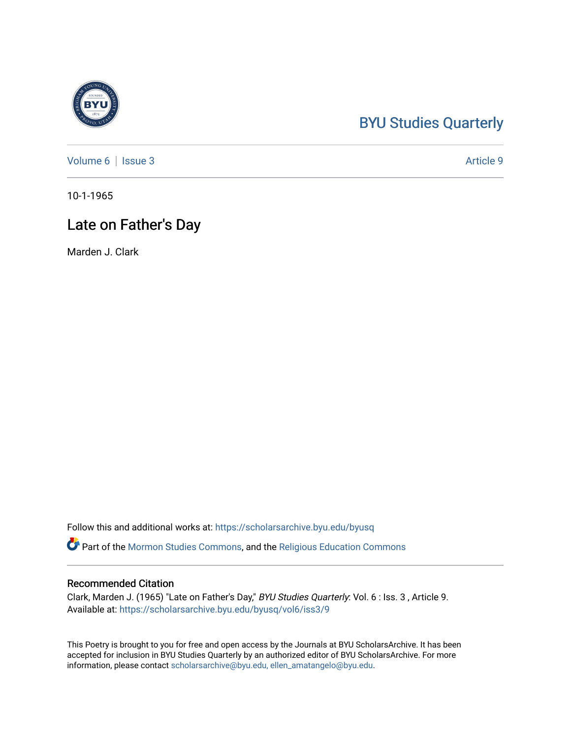BYU Studies Quarterly

Volume 6 | Issue 3 Article 9

10-1-1965

# Late on Father's Day

Marden J. Clark

Follow this and additional works at: https://scholarsarchive.byu.edu/byusq

Part of the Mormon Studies Commons, and the Religious Education Commons

## Recommended Citation

Clark, Marden J. (1965) "Late on Father's Day," *BYU Studies Quarterly*: Vol. 6 : Iss. 3 , Article 9.
Available at: https://scholarsarchive.byu.edu/byusq/vol6/iss3/9

This Poetry is brought to you for free and open access by the Journals at BYU ScholarsArchive. It has been accepted for inclusion in BYU Studies Quarterly by an authorized editor of BYU ScholarsArchive. For more information, please contact scholarsarchive@byu.edu, ellen_amatangelo@byu.edu.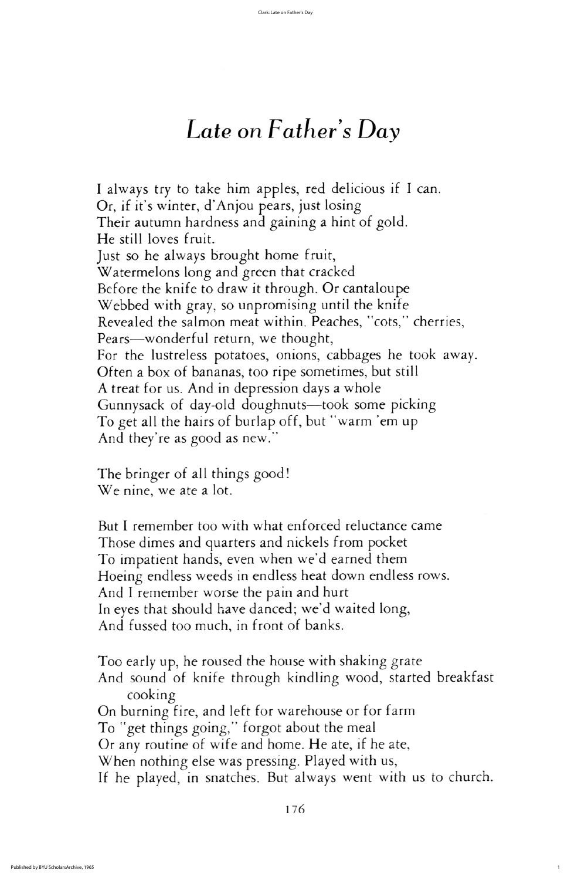# *Late on Father's Day*

I always try to take him apples, red delicious if I can.
Or, if it's winter, d'Anjou pears, just losing
Their autumn hardness and gaining a hint of gold.
He still loves fruit.
Just so he always brought home fruit,
Watermelons long and green that cracked
Before the knife to draw it through. Or cantaloupe
Webbed with gray, so unpromising until the knife
Revealed the salmon meat within. Peaches, "cots," cherries,
Pears—wonderful return, we thought,
For the lustreless potatoes, onions, cabbages he took away.
Often a box of bananas, too ripe sometimes, but still
A treat for us. And in depression days a whole
Gunnysack of day-old doughnuts—took some picking
To get all the hairs of burlap off, but "warm 'em up
And they're as good as new."

The bringer of all things good!
We nine, we ate a lot.

But I remember too with what enforced reluctance came
Those dimes and quarters and nickels from pocket
To impatient hands, even when we'd earned them
Hoeing endless weeds in endless heat down endless rows.
And I remember worse the pain and hurt
In eyes that should have danced; we'd waited long,
And fussed too much, in front of banks.

Too early up, he roused the house with shaking grate
And sound of knife through kindling wood, started breakfast cooking
On burning fire, and left for warehouse or for farm
To "get things going," forgot about the meal
Or any routine of wife and home. He ate, if he ate,
When nothing else was pressing. Played with us,
If he played, in snatches. But always went with us to church.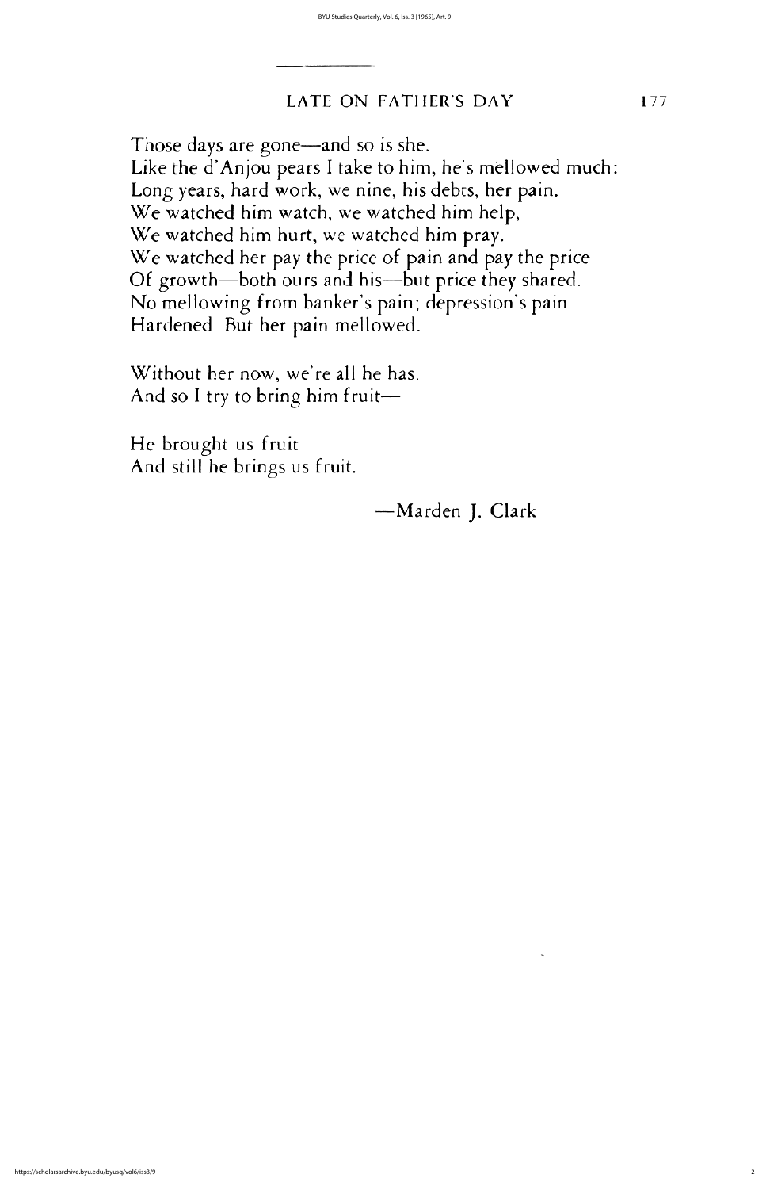Those days are gone—and so is she.
Like the d'Anjou pears I take to him, he's mellowed much:
Long years, hard work, we nine, his debts, her pain.
We watched him watch, we watched him help,
We watched him hurt, we watched him pray.
We watched her pay the price of pain and pay the price
Of growth—both ours and his—but price they shared.
No mellowing from banker's pain; depression's pain
Hardened. But her pain mellowed.

Without her now, we're all he has.
And so I try to bring him fruit—

He brought us fruit
And still he brings us fruit.

—Marden J. Clark